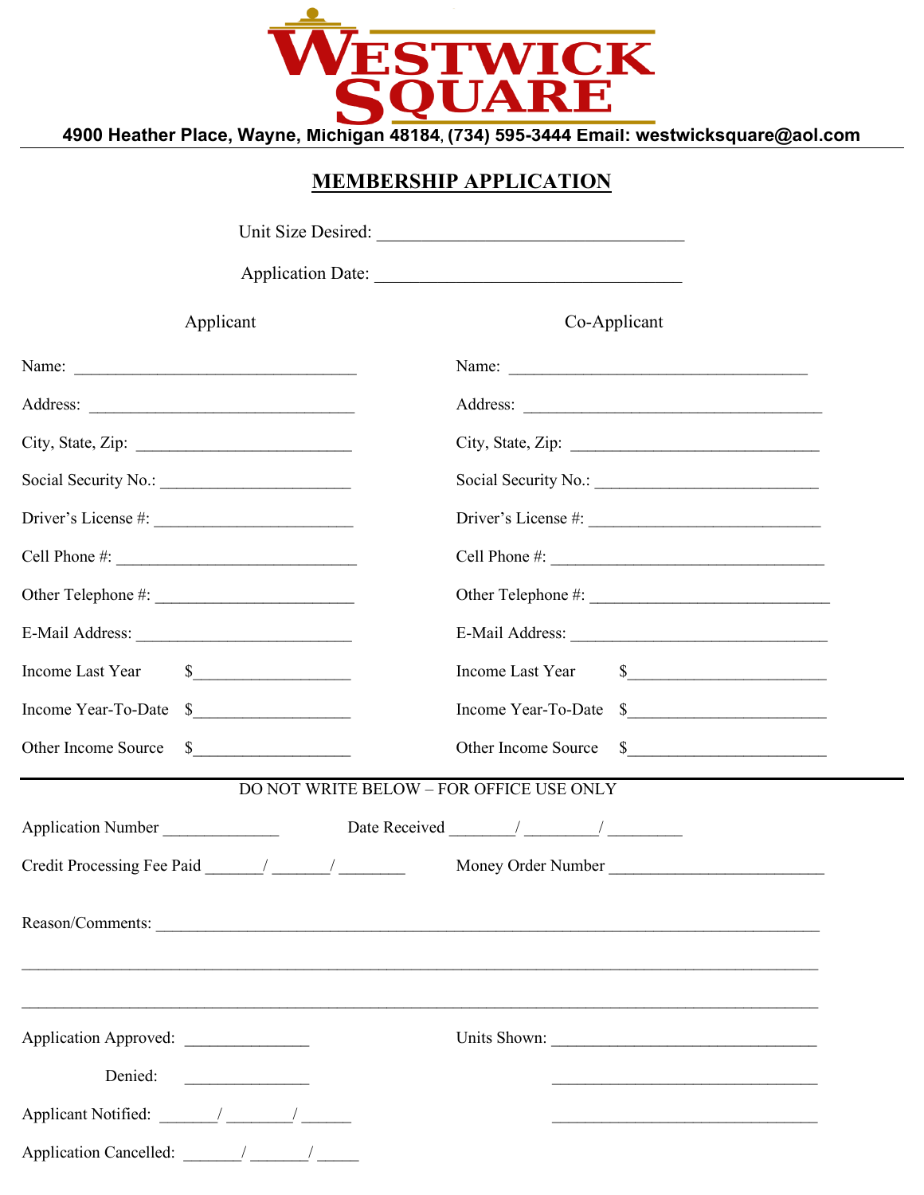# WESTWICK SQUARE

**4900 Heather Place, Wayne, Michigan 48184, (734) 595-3444 Email: westwicksquare@aol.com**

## MEMBERSHIP APPLICATION

Unit Size Desired: ___________________________________

Application Date: ___________________________________

| Applicant | Co-Applicant |
|---|---|
| Name: ________________________________ | Name: ________________________________ |
| Address: ______________________________ | Address: ______________________________ |
| City, State, Zip: ________________________ | City, State, Zip: ________________________ |
| Social Security No.: _____________________ | Social Security No.: _____________________ |
| Driver's License #: ______________________ | Driver's License #: ______________________ |
| Cell Phone #: ___________________________ | Cell Phone #: ___________________________ |
| Other Telephone #: _______________________ | Other Telephone #: _______________________ |
| E-Mail Address: _________________________ | E-Mail Address: _________________________ |
| Income Last Year $__________________ | Income Last Year $__________________ |
| Income Year-To-Date $__________________ | Income Year-To-Date $__________________ |
| Other Income Source $__________________ | Other Income Source $__________________ |

---

DO NOT WRITE BELOW – FOR OFFICE USE ONLY

Application Number ______________ Date Received _______/ ________/ ________

Credit Processing Fee Paid _______/ _______/ ________ Money Order Number _________________________

Reason/Comments: ________________________________________________________________________________

__________________________________________________________________________________________________

__________________________________________________________________________________________________

Application Approved: _______________ Units Shown: _______________________________

Denied: _______________ _______________________________

Applicant Notified: _______/ ________/ ______ _______________________________

Application Cancelled: _______/ _______/ _____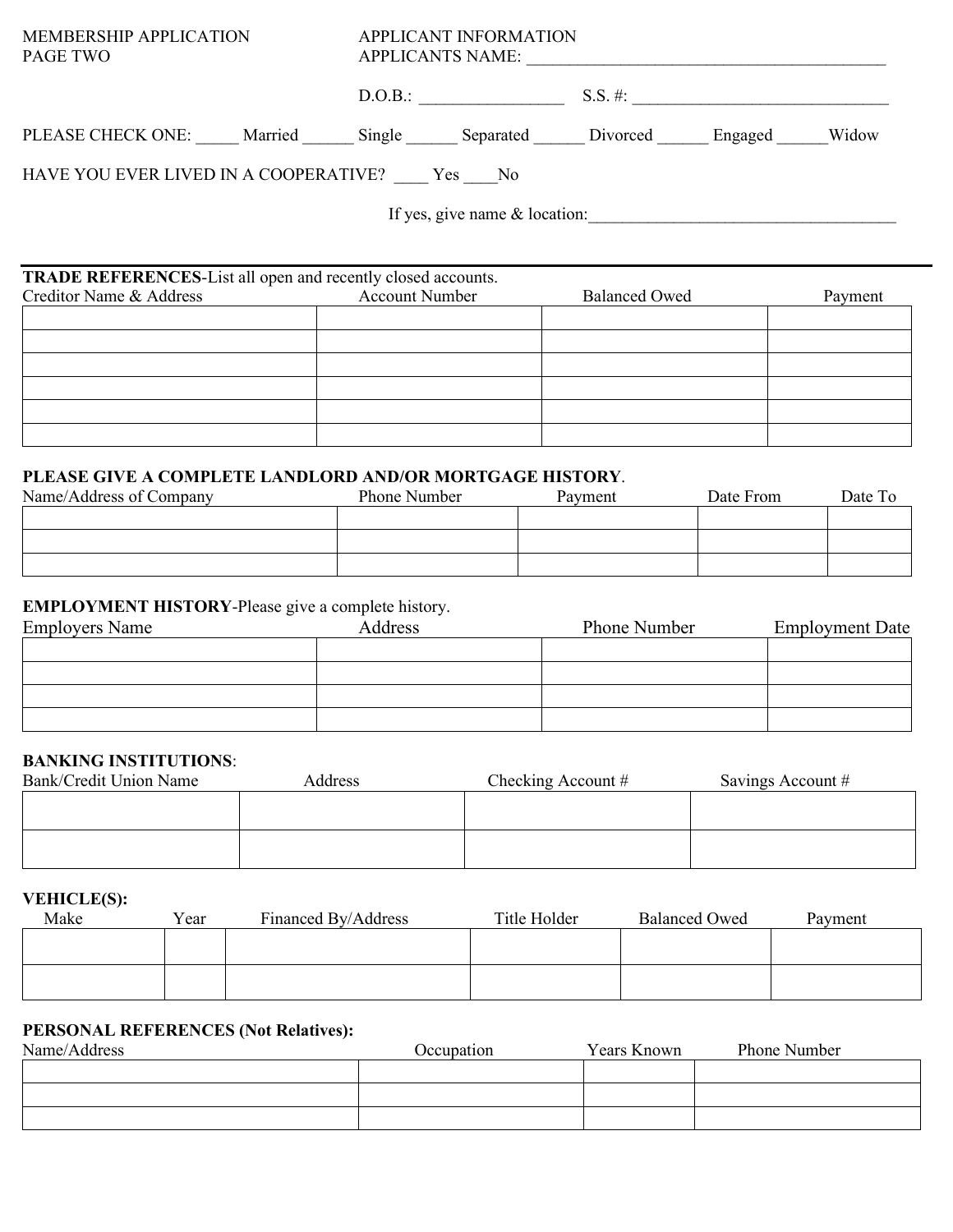MEMBERSHIP APPLICATION
PAGE TWO

APPLICANT INFORMATION
APPLICANTS NAME: ___________________________________________

D.O.B.: _________________ S.S. #: _______________________________

PLEASE CHECK ONE: _____ Married ______ Single ______ Separated ______ Divorced ______ Engaged ______Widow

HAVE YOU EVER LIVED IN A COOPERATIVE? ____ Yes ____No

If yes, give name & location:_____________________________________

---

**TRADE REFERENCES**-List all open and recently closed accounts.

| Creditor Name & Address | Account Number | Balanced Owed | Payment |
|---|---|---|---|
| | | | |
| | | | |
| | | | |
| | | | |
| | | | |
| | | | |

**PLEASE GIVE A COMPLETE LANDLORD AND/OR MORTGAGE HISTORY**.

| Name/Address of Company | Phone Number | Payment | Date From | Date To |
|---|---|---|---|---|
| | | | | |
| | | | | |
| | | | | |

**EMPLOYMENT HISTORY**-Please give a complete history.

| Employers Name | Address | Phone Number | Employment Date |
|---|---|---|---|
| | | | |
| | | | |
| | | | |
| | | | |

**BANKING INSTITUTIONS**:

| Bank/Credit Union Name | Address | Checking Account # | Savings Account # |
|---|---|---|---|
| | | | |
| | | | |

**VEHICLE(S):**

| Make | Year | Financed By/Address | Title Holder | Balanced Owed | Payment |
|---|---|---|---|---|---|
| | | | | | |
| | | | | | |

**PERSONAL REFERENCES (Not Relatives):**

| Name/Address | Occupation | Years Known | Phone Number |
|---|---|---|---|
| | | | |
| | | | |
| | | | |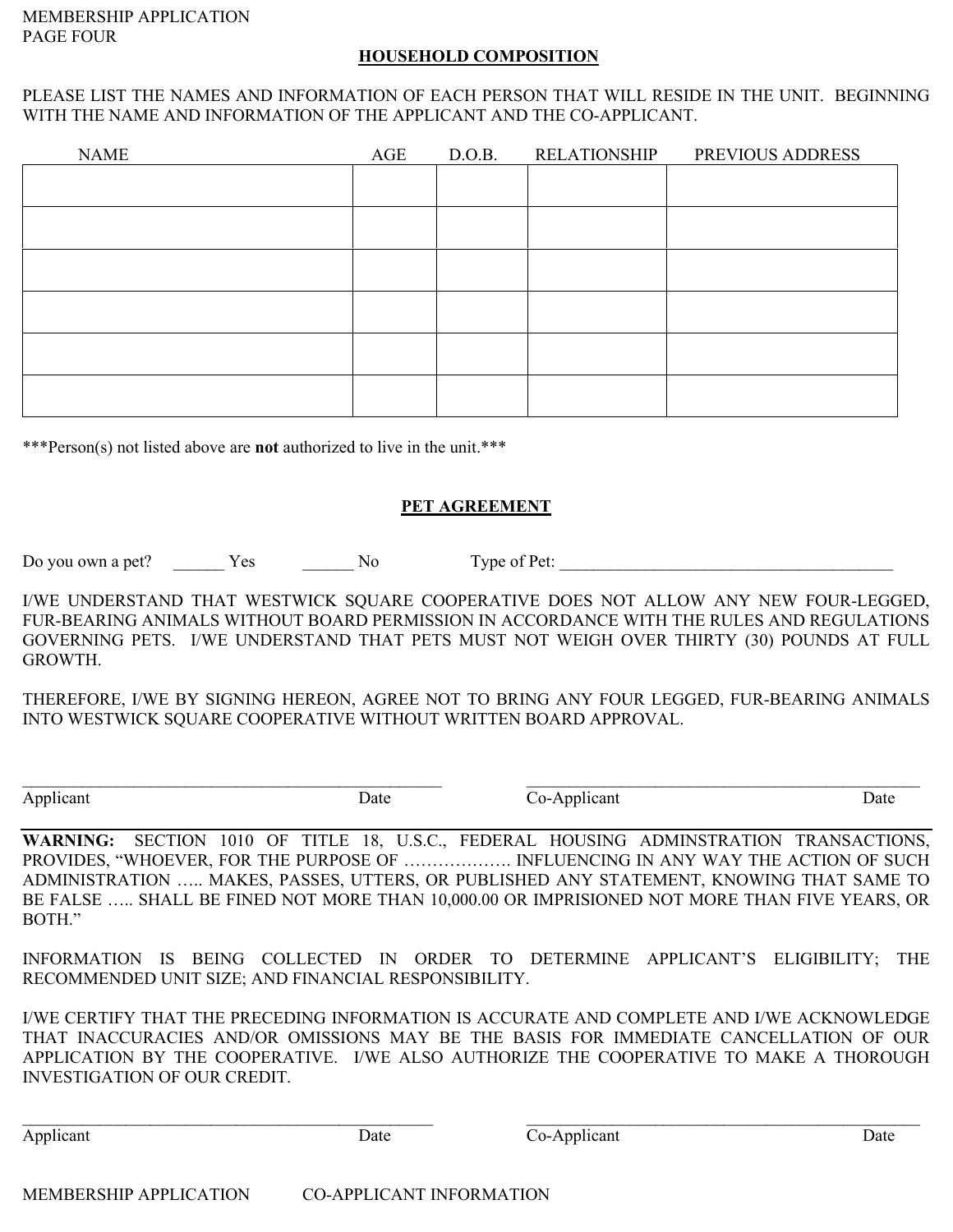MEMBERSHIP APPLICATION
PAGE FOUR

## HOUSEHOLD COMPOSITION

PLEASE LIST THE NAMES AND INFORMATION OF EACH PERSON THAT WILL RESIDE IN THE UNIT. BEGINNING WITH THE NAME AND INFORMATION OF THE APPLICANT AND THE CO-APPLICANT.

| NAME | AGE | D.O.B. | RELATIONSHIP | PREVIOUS ADDRESS |
| --- | --- | --- | --- | --- |
| | | | | |
| | | | | |
| | | | | |
| | | | | |
| | | | | |
| | | | | |

***Person(s) not listed above are **not** authorized to live in the unit.***

## PET AGREEMENT

Do you own a pet? ______ Yes ______ No Type of Pet: ________________________________________

I/WE UNDERSTAND THAT WESTWICK SQUARE COOPERATIVE DOES NOT ALLOW ANY NEW FOUR-LEGGED, FUR-BEARING ANIMALS WITHOUT BOARD PERMISSION IN ACCORDANCE WITH THE RULES AND REGULATIONS GOVERNING PETS. I/WE UNDERSTAND THAT PETS MUST NOT WEIGH OVER THIRTY (30) POUNDS AT FULL GROWTH.

THEREFORE, I/WE BY SIGNING HEREON, AGREE NOT TO BRING ANY FOUR LEGGED, FUR-BEARING ANIMALS INTO WESTWICK SQUARE COOPERATIVE WITHOUT WRITTEN BOARD APPROVAL.

_________________________________________________ _________________________________________________
Applicant Date Co-Applicant Date

**WARNING:** SECTION 1010 OF TITLE 18, U.S.C., FEDERAL HOUSING ADMINSTRATION TRANSACTIONS, PROVIDES, "WHOEVER, FOR THE PURPOSE OF ………………. INFLUENCING IN ANY WAY THE ACTION OF SUCH ADMINISTRATION ….. MAKES, PASSES, UTTERS, OR PUBLISHED ANY STATEMENT, KNOWING THAT SAME TO BE FALSE ….. SHALL BE FINED NOT MORE THAN 10,000.00 OR IMPRISIONED NOT MORE THAN FIVE YEARS, OR BOTH."

INFORMATION IS BEING COLLECTED IN ORDER TO DETERMINE APPLICANT'S ELIGIBILITY; THE RECOMMENDED UNIT SIZE; AND FINANCIAL RESPONSIBILITY.

I/WE CERTIFY THAT THE PRECEDING INFORMATION IS ACCURATE AND COMPLETE AND I/WE ACKNOWLEDGE THAT INACCURACIES AND/OR OMISSIONS MAY BE THE BASIS FOR IMMEDIATE CANCELLATION OF OUR APPLICATION BY THE COOPERATIVE. I/WE ALSO AUTHORIZE THE COOPERATIVE TO MAKE A THOROUGH INVESTIGATION OF OUR CREDIT.

_________________________________________________ _________________________________________________
Applicant Date Co-Applicant Date

MEMBERSHIP APPLICATION CO-APPLICANT INFORMATION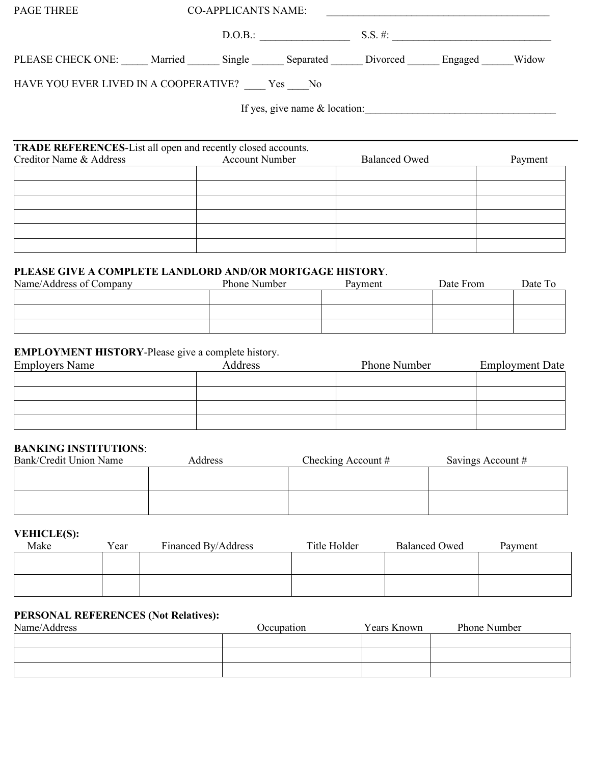PAGE THREE

CO-APPLICANTS NAME: ___________________________________________

D.O.B.: ________________ S.S. #: ______________________________

PLEASE CHECK ONE: _____ Married ______ Single ______ Separated ______ Divorced ______ Engaged ______Widow

HAVE YOU EVER LIVED IN A COOPERATIVE? ____ Yes ____No

If yes, give name & location:____________________________________

---

**TRADE REFERENCES**-List all open and recently closed accounts.

| Creditor Name & Address | Account Number | Balanced Owed | Payment |
|---|---|---|---|
| | | | |
| | | | |
| | | | |
| | | | |
| | | | |

**PLEASE GIVE A COMPLETE LANDLORD AND/OR MORTGAGE HISTORY**.

| Name/Address of Company | Phone Number | Payment | Date From | Date To |
|---|---|---|---|---|
| | | | | |
| | | | | |
| | | | | |

**EMPLOYMENT HISTORY**-Please give a complete history.

| Employers Name | Address | Phone Number | Employment Date |
|---|---|---|---|
| | | | |
| | | | |
| | | | |
| | | | |

**BANKING INSTITUTIONS**:

| Bank/Credit Union Name | Address | Checking Account # | Savings Account # |
|---|---|---|---|
| | | | |
| | | | |

**VEHICLE(S):**

| Make | Year | Financed By/Address | Title Holder | Balanced Owed | Payment |
|---|---|---|---|---|---|
| | | | | | |
| | | | | | |

**PERSONAL REFERENCES (Not Relatives):**

| Name/Address | Occupation | Years Known | Phone Number |
|---|---|---|---|
| | | | |
| | | | |
| | | | |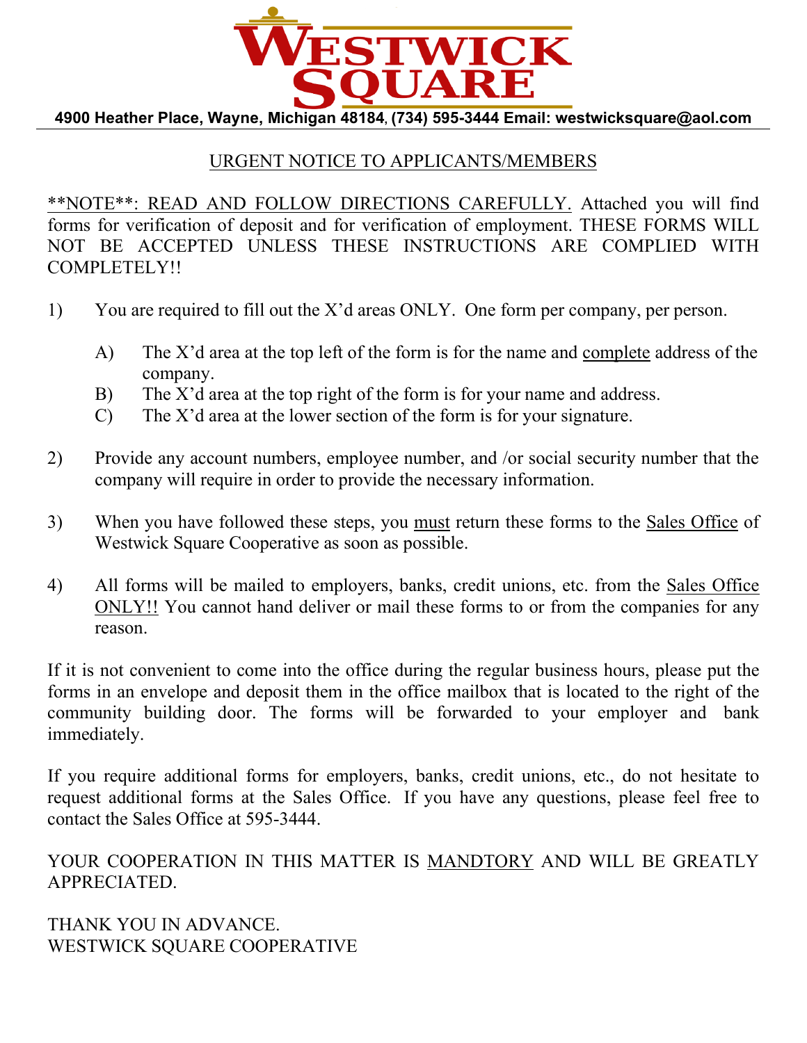# WESTWICK SQUARE

**4900 Heather Place, Wayne, Michigan 48184, (734) 595-3444 Email: westwicksquare@aol.com**

---

## URGENT NOTICE TO APPLICANTS/MEMBERS

\*\*NOTE\*\*: READ AND FOLLOW DIRECTIONS CAREFULLY. Attached you will find forms for verification of deposit and for verification of employment. THESE FORMS WILL NOT BE ACCEPTED UNLESS THESE INSTRUCTIONS ARE COMPLIED WITH COMPLETELY!!

1) You are required to fill out the X'd areas ONLY. One form per company, per person.

   A) The X'd area at the top left of the form is for the name and complete address of the company.
   B) The X'd area at the top right of the form is for your name and address.
   C) The X'd area at the lower section of the form is for your signature.

2) Provide any account numbers, employee number, and /or social security number that the company will require in order to provide the necessary information.

3) When you have followed these steps, you must return these forms to the Sales Office of Westwick Square Cooperative as soon as possible.

4) All forms will be mailed to employers, banks, credit unions, etc. from the Sales Office ONLY!! You cannot hand deliver or mail these forms to or from the companies for any reason.

If it is not convenient to come into the office during the regular business hours, please put the forms in an envelope and deposit them in the office mailbox that is located to the right of the community building door. The forms will be forwarded to your employer and bank immediately.

If you require additional forms for employers, banks, credit unions, etc., do not hesitate to request additional forms at the Sales Office. If you have any questions, please feel free to contact the Sales Office at 595-3444.

YOUR COOPERATION IN THIS MATTER IS MANDTORY AND WILL BE GREATLY APPRECIATED.

THANK YOU IN ADVANCE.
WESTWICK SQUARE COOPERATIVE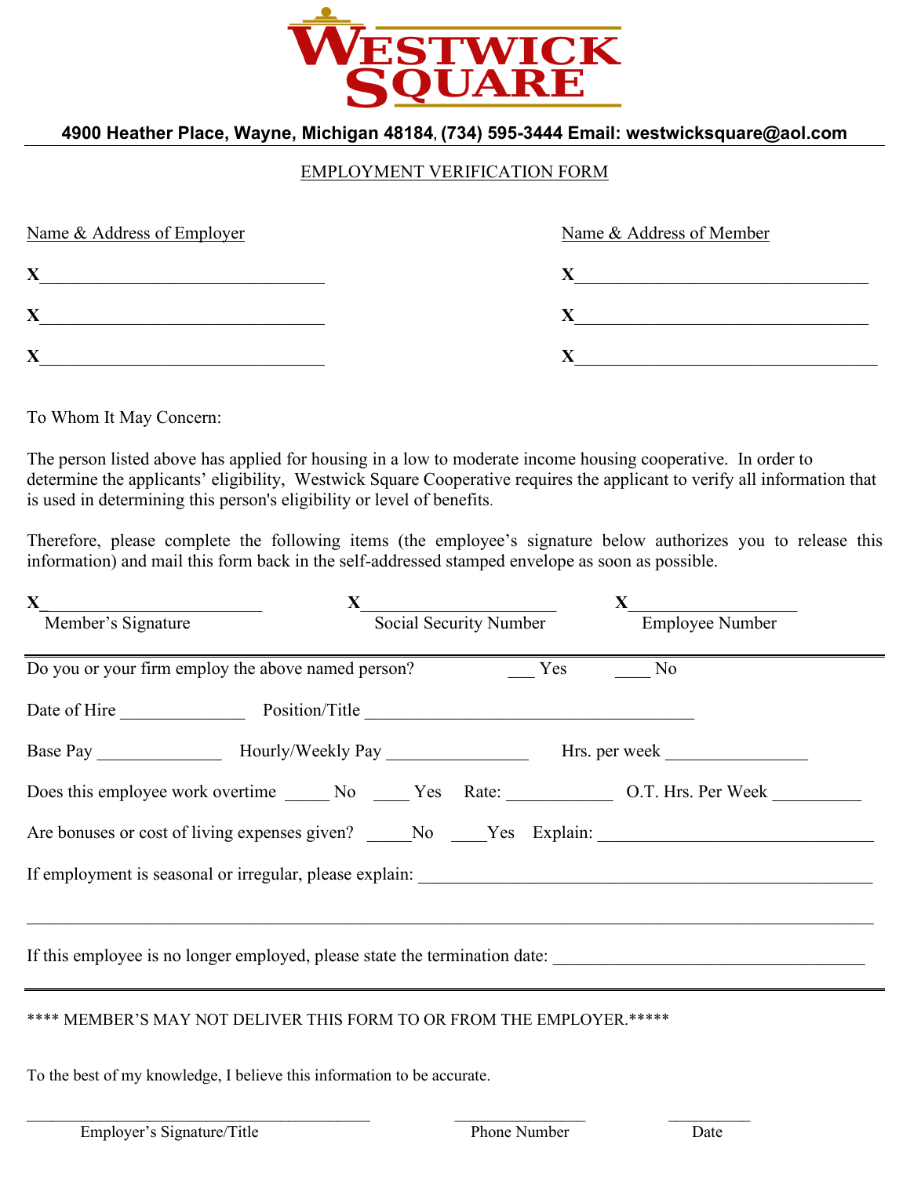# WESTWICK SQUARE

**4900 Heather Place, Wayne, Michigan 48184, (734) 595-3444 Email: westwicksquare@aol.com**

EMPLOYMENT VERIFICATION FORM

| Name & Address of Employer | Name & Address of Member |
|---|---|
| X________________________________ | X________________________________ |
| X________________________________ | X________________________________ |
| X________________________________ | X________________________________ |

To Whom It May Concern:

The person listed above has applied for housing in a low to moderate income housing cooperative. In order to determine the applicants' eligibility, Westwick Square Cooperative requires the applicant to verify all information that is used in determining this person's eligibility or level of benefits.

Therefore, please complete the following items (the employee's signature below authorizes you to release this information) and mail this form back in the self-addressed stamped envelope as soon as possible.

| X_________________________ | X______________________ | X___________________ |
|---|---|---|
| Member's Signature | Social Security Number | Employee Number |

---

Do you or your firm employ the above named person? ___ Yes ____ No

Date of Hire ______________ Position/Title _____________________________________

Base Pay ______________ Hourly/Weekly Pay ________________ Hrs. per week ________________

Does this employee work overtime _____ No ____ Yes Rate: ____________ O.T. Hrs. Per Week __________

Are bonuses or cost of living expenses given? _____No ____Yes Explain: _______________________________

If employment is seasonal or irregular, please explain: _____________________________________________________

_______________________________________________________________________________________________

If this employee is no longer employed, please state the termination date: ___________________________________

---

**** MEMBER'S MAY NOT DELIVER THIS FORM TO OR FROM THE EMPLOYER.*****

To the best of my knowledge, I believe this information to be accurate.

| ___________________________________________ | ________________ | __________ |
|---|---|---|
| Employer's Signature/Title | Phone Number | Date |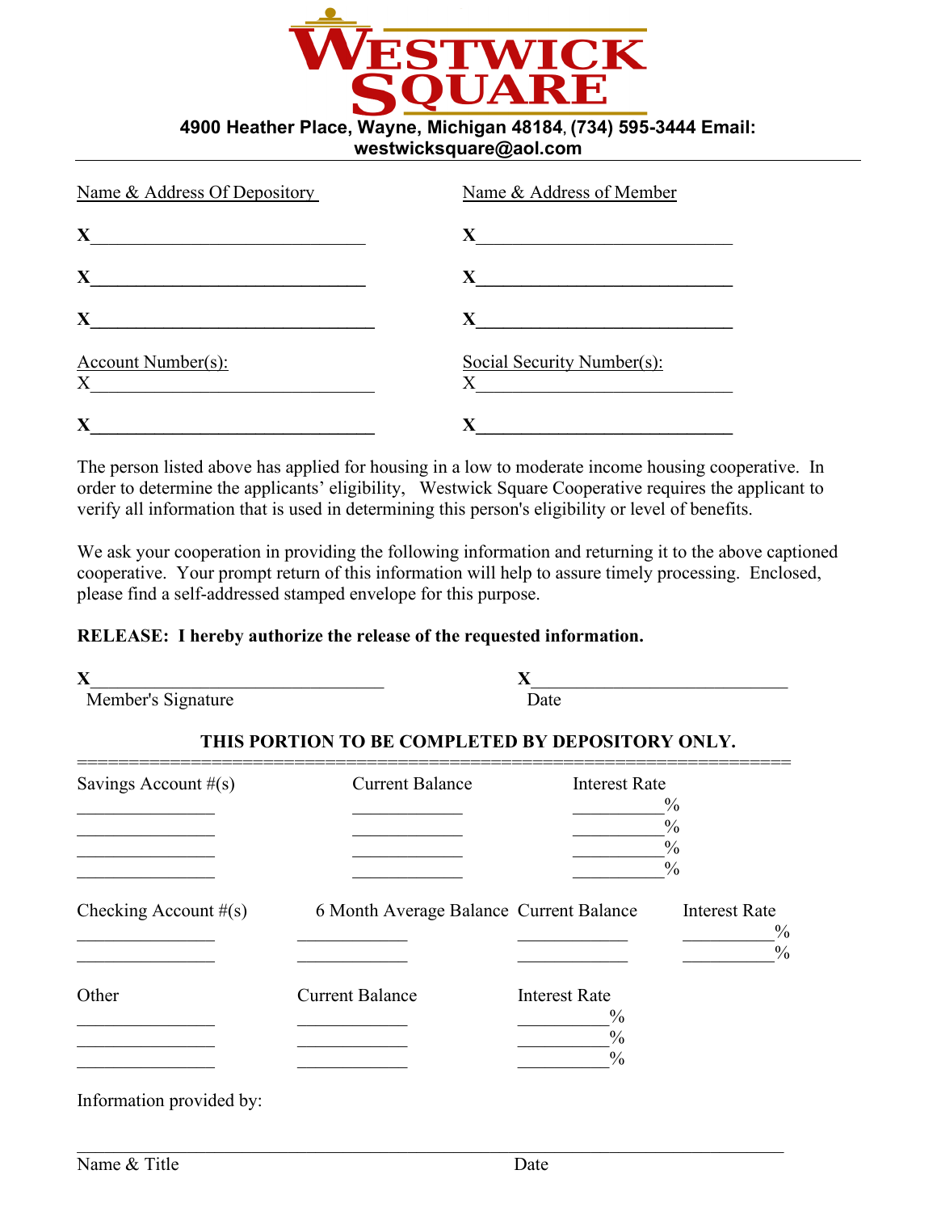# WESTWICK SQUARE

**4900 Heather Place, Wayne, Michigan 48184, (734) 595-3444 Email: westwicksquare@aol.com**

---

| Name & Address Of Depository | Name & Address of Member |
|---|---|
| X________________________ | X________________________ |
| X________________________ | X________________________ |
| X________________________ | X________________________ |
| Account Number(s): | Social Security Number(s): |
| X________________________ | X________________________ |
| X________________________ | X________________________ |

The person listed above has applied for housing in a low to moderate income housing cooperative. In order to determine the applicants' eligibility, Westwick Square Cooperative requires the applicant to verify all information that is used in determining this person's eligibility or level of benefits.

We ask your cooperation in providing the following information and returning it to the above captioned cooperative. Your prompt return of this information will help to assure timely processing. Enclosed, please find a self-addressed stamped envelope for this purpose.

**RELEASE: I hereby authorize the release of the requested information.**

X______________________________ X______________________________
Member's Signature Date

**THIS PORTION TO BE COMPLETED BY DEPOSITORY ONLY.**

---

| Savings Account #(s) | Current Balance | Interest Rate |
|---|---|---|
| ____________ | ____________ | ________% |
| ____________ | ____________ | ________% |
| ____________ | ____________ | ________% |
| ____________ | ____________ | ________% |

| Checking Account #(s) | 6 Month Average Balance | Current Balance | Interest Rate |
|---|---|---|---|
| ____________ | ____________ | ____________ | ________% |
| ____________ | ____________ | ____________ | ________% |

| Other | Current Balance | Interest Rate |
|---|---|---|
| ____________ | ____________ | ________% |
| ____________ | ____________ | ________% |
| ____________ | ____________ | ________% |

Information provided by:

______________________________________________________________

Name & Title Date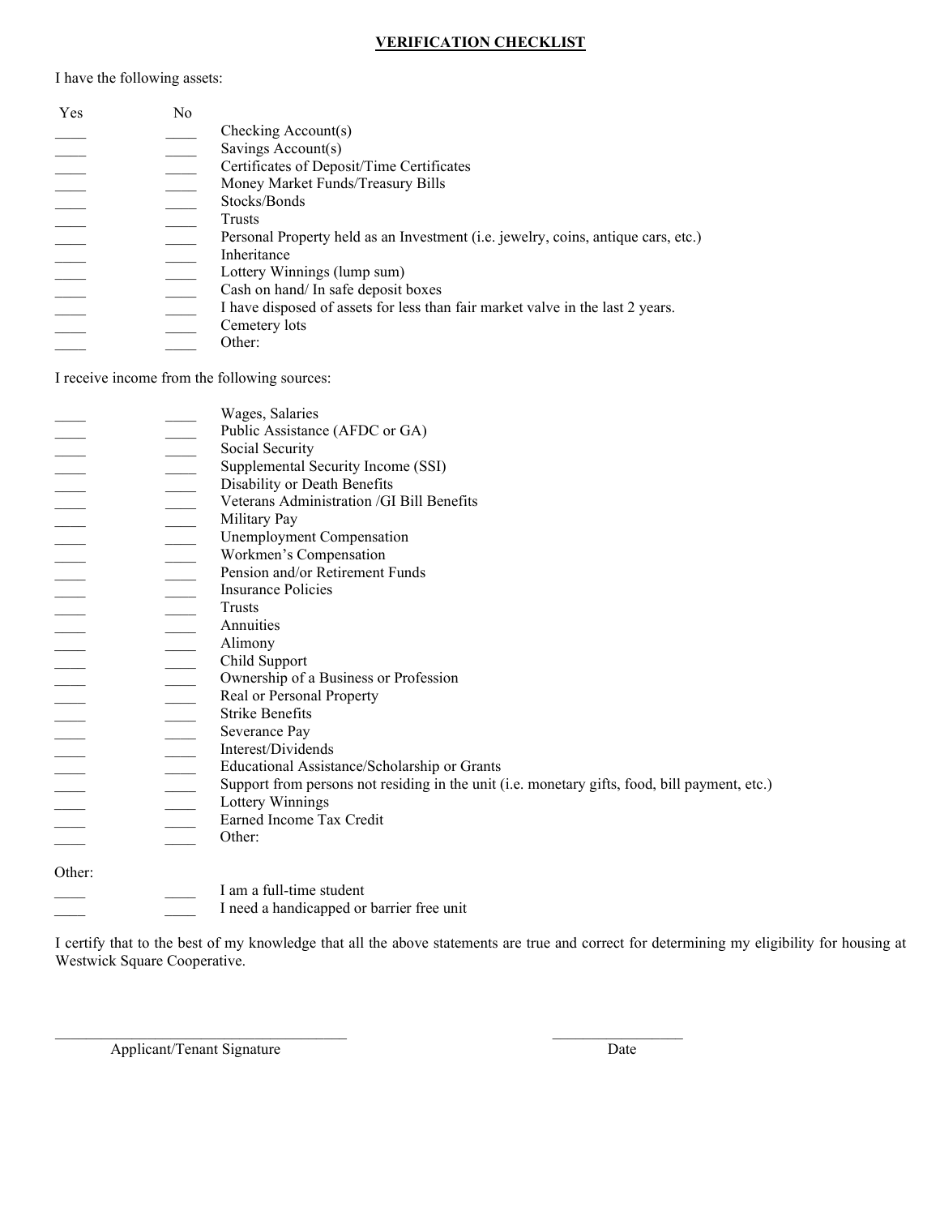## VERIFICATION CHECKLIST

I have the following assets:

| Yes | No | |
|---|---|---|
| ____ | ____ | Checking Account(s) |
| ____ | ____ | Savings Account(s) |
| ____ | ____ | Certificates of Deposit/Time Certificates |
| ____ | ____ | Money Market Funds/Treasury Bills |
| ____ | ____ | Stocks/Bonds |
| ____ | ____ | Trusts |
| ____ | ____ | Personal Property held as an Investment (i.e. jewelry, coins, antique cars, etc.) |
| ____ | ____ | Inheritance |
| ____ | ____ | Lottery Winnings (lump sum) |
| ____ | ____ | Cash on hand/ In safe deposit boxes |
| ____ | ____ | I have disposed of assets for less than fair market valve in the last 2 years. |
| ____ | ____ | Cemetery lots |
| ____ | ____ | Other: |

I receive income from the following sources:

| | | |
|---|---|---|
| ____ | ____ | Wages, Salaries |
| ____ | ____ | Public Assistance (AFDC or GA) |
| ____ | ____ | Social Security |
| ____ | ____ | Supplemental Security Income (SSI) |
| ____ | ____ | Disability or Death Benefits |
| ____ | ____ | Veterans Administration /GI Bill Benefits |
| ____ | ____ | Military Pay |
| ____ | ____ | Unemployment Compensation |
| ____ | ____ | Workmen's Compensation |
| ____ | ____ | Pension and/or Retirement Funds |
| ____ | ____ | Insurance Policies |
| ____ | ____ | Trusts |
| ____ | ____ | Annuities |
| ____ | ____ | Alimony |
| ____ | ____ | Child Support |
| ____ | ____ | Ownership of a Business or Profession |
| ____ | ____ | Real or Personal Property |
| ____ | ____ | Strike Benefits |
| ____ | ____ | Severance Pay |
| ____ | ____ | Interest/Dividends |
| ____ | ____ | Educational Assistance/Scholarship or Grants |
| ____ | ____ | Support from persons not residing in the unit (i.e. monetary gifts, food, bill payment, etc.) |
| ____ | ____ | Lottery Winnings |
| ____ | ____ | Earned Income Tax Credit |
| ____ | ____ | Other: |

Other:

| | | |
|---|---|---|
| ____ | ____ | I am a full-time student |
| ____ | ____ | I need a handicapped or barrier free unit |

I certify that to the best of my knowledge that all the above statements are true and correct for determining my eligibility for housing at Westwick Square Cooperative.

_________________________________________ Applicant/Tenant Signature

__________________ Date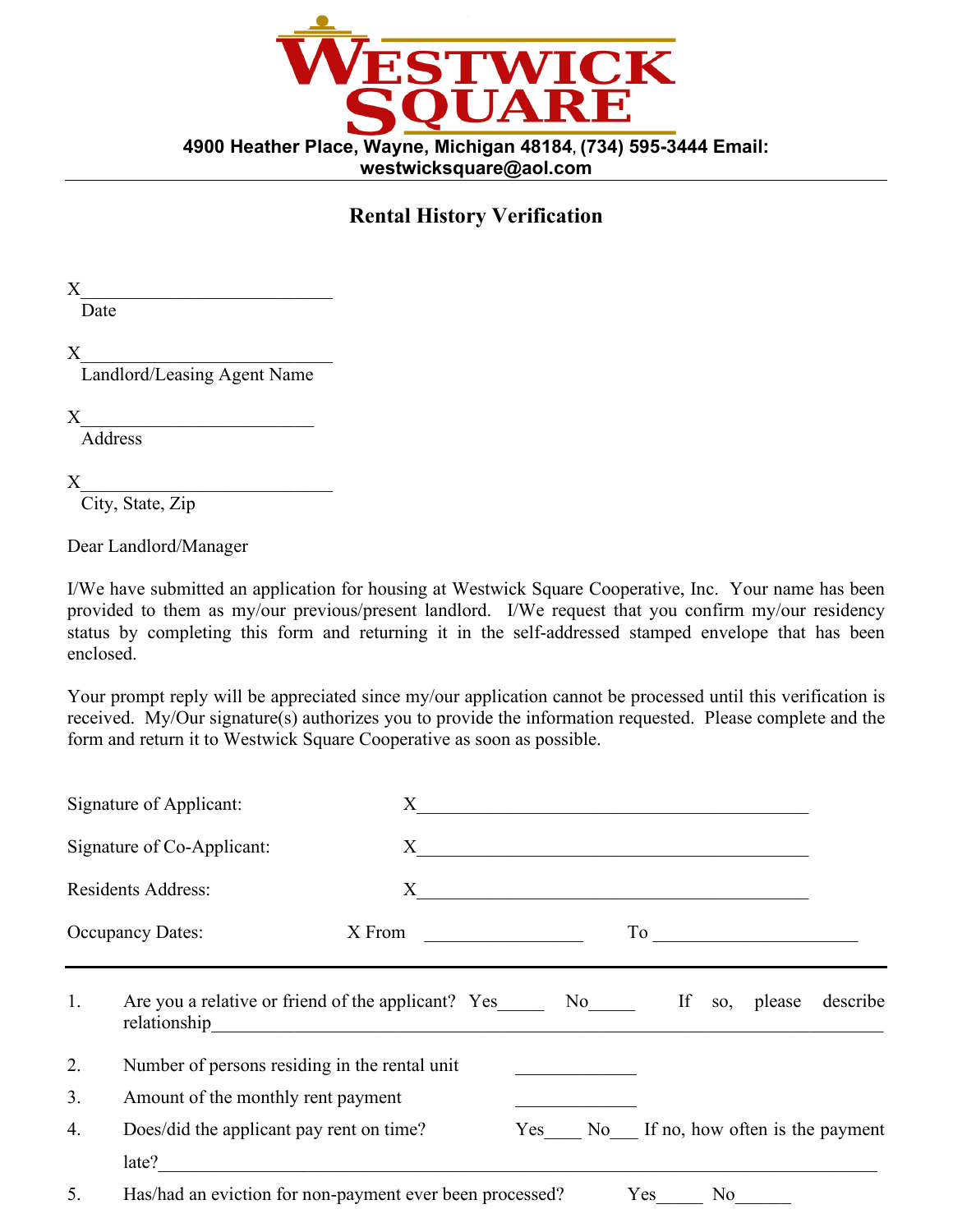# WESTWICK SQUARE

**4900 Heather Place, Wayne, Michigan 48184, (734) 595-3444 Email: westwicksquare@aol.com**

---

## Rental History Verification

X___________________________
Date

X___________________________
Landlord/Leasing Agent Name

X_________________________
Address

X___________________________
City, State, Zip

Dear Landlord/Manager

I/We have submitted an application for housing at Westwick Square Cooperative, Inc. Your name has been provided to them as my/our previous/present landlord. I/We request that you confirm my/our residency status by completing this form and returning it in the self-addressed stamped envelope that has been enclosed.

Your prompt reply will be appreciated since my/our application cannot be processed until this verification is received. My/Our signature(s) authorizes you to provide the information requested. Please complete and the form and return it to Westwick Square Cooperative as soon as possible.

Signature of Applicant: X___________________________________________

Signature of Co-Applicant: X___________________________________________

Residents Address: X___________________________________________

Occupancy Dates: X From _________________ To ______________________

---

1. Are you a relative or friend of the applicant? Yes_____ No_____ If so, please describe relationship_____________________________________________________________________

2. Number of persons residing in the rental unit _____________

3. Amount of the monthly rent payment _____________

4. Does/did the applicant pay rent on time? Yes____ No___ If no, how often is the payment late?_____________________________________________________________________

5. Has/had an eviction for non-payment ever been processed? Yes_____ No______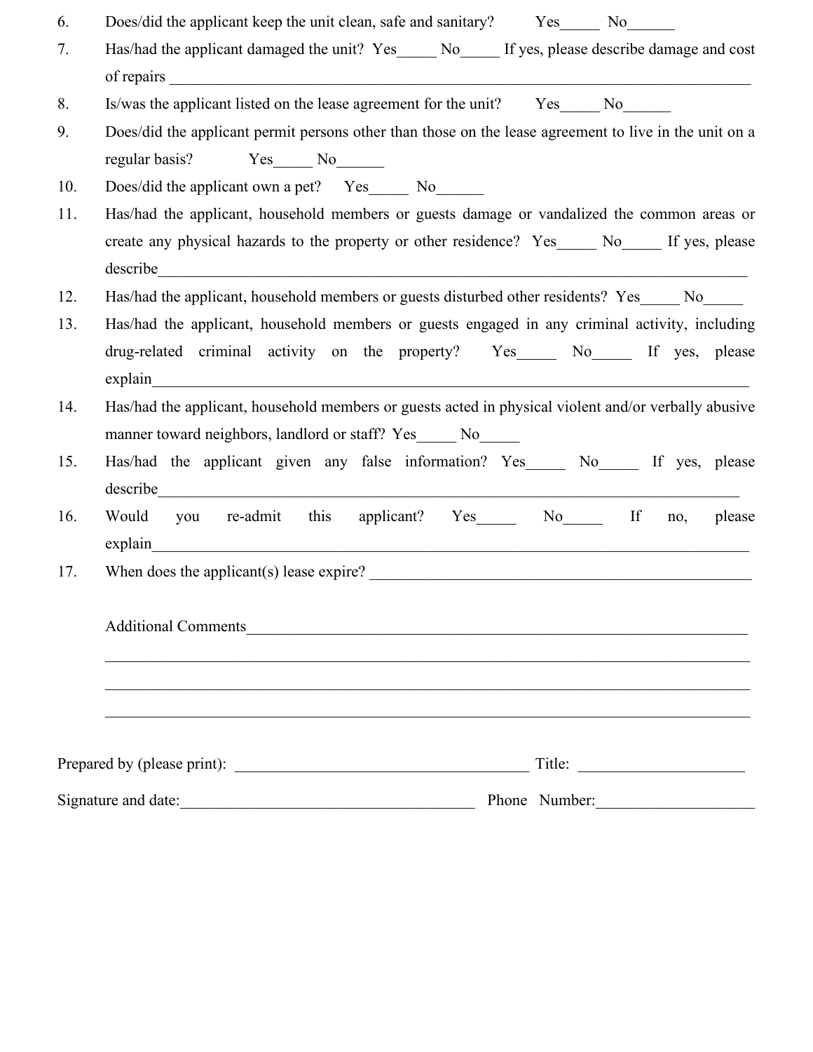6. Does/did the applicant keep the unit clean, safe and sanitary? Yes_____ No______

7. Has/had the applicant damaged the unit? Yes_____ No_____ If yes, please describe damage and cost of repairs ___________________________________________________________________________

8. Is/was the applicant listed on the lease agreement for the unit? Yes_____ No______

9. Does/did the applicant permit persons other than those on the lease agreement to live in the unit on a regular basis? Yes_____ No______

10. Does/did the applicant own a pet? Yes_____ No______

11. Has/had the applicant, household members or guests damage or vandalized the common areas or create any physical hazards to the property or other residence? Yes_____ No_____ If yes, please describe___________________________________________________________________________

12. Has/had the applicant, household members or guests disturbed other residents? Yes_____ No_____

13. Has/had the applicant, household members or guests engaged in any criminal activity, including drug-related criminal activity on the property? Yes_____ No_____ If yes, please explain___________________________________________________________________________

14. Has/had the applicant, household members or guests acted in physical violent and/or verbally abusive manner toward neighbors, landlord or staff? Yes_____ No_____

15. Has/had the applicant given any false information? Yes_____ No_____ If yes, please describe___________________________________________________________________________

16. Would you re-admit this applicant? Yes_____ No_____ If no, please explain___________________________________________________________________________

17. When does the applicant(s) lease expire? _________________________________________________

Additional Comments_____________________________________________________________________

___________________________________________________________________________________________

___________________________________________________________________________________________

___________________________________________________________________________________________

Prepared by (please print): ______________________________________ Title: _____________________

Signature and date:______________________________________ Phone Number:____________________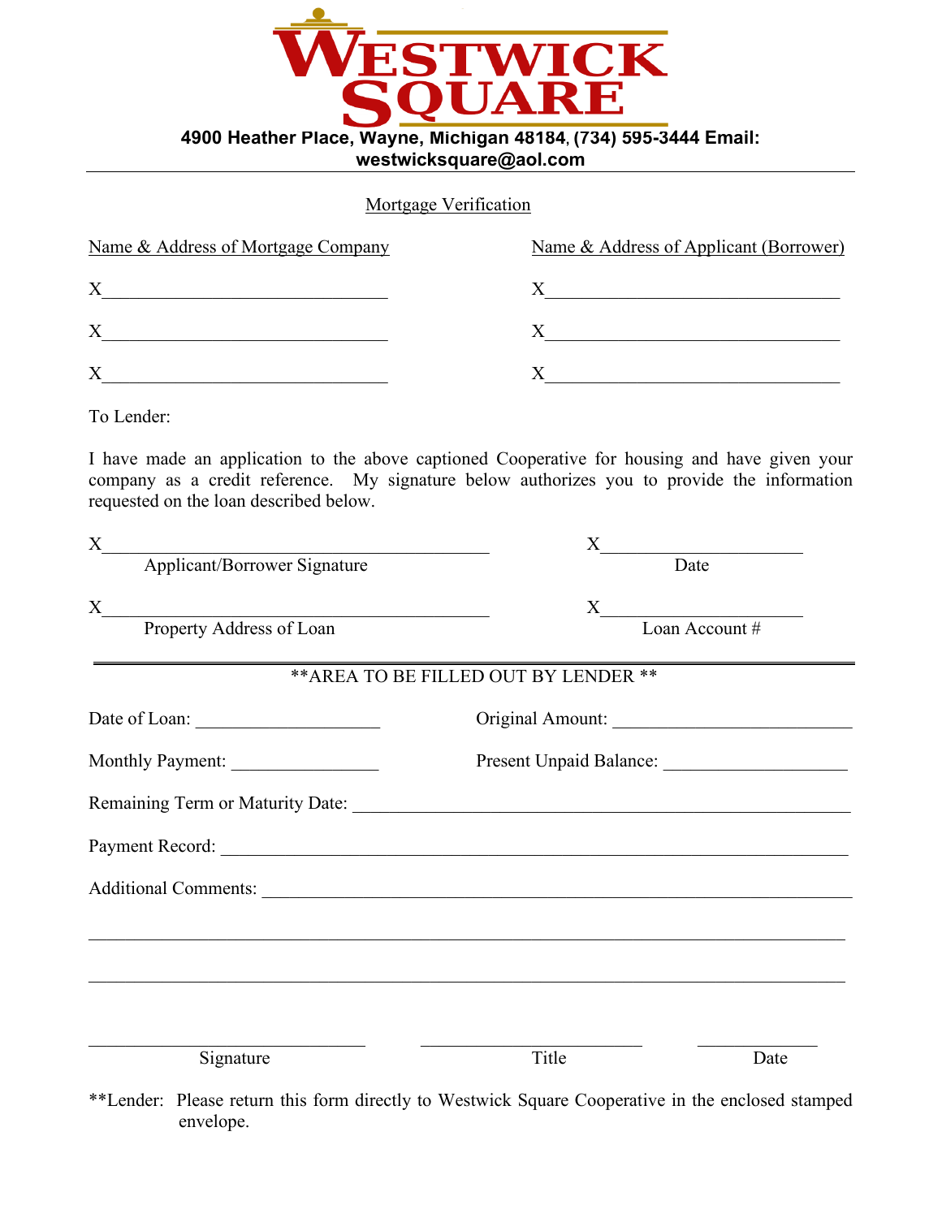# WESTWICK SQUARE

**4900 Heather Place, Wayne, Michigan 48184, (734) 595-3444 Email: westwicksquare@aol.com**

---

## Mortgage Verification

| Name & Address of Mortgage Company | Name & Address of Applicant (Borrower) |
|---|---|
| X______________________________ | X______________________________ |
| X______________________________ | X______________________________ |
| X______________________________ | X______________________________ |

To Lender:

I have made an application to the above captioned Cooperative for housing and have given your company as a credit reference. My signature below authorizes you to provide the information requested on the loan described below.

X________________________________________ X____________________
Applicant/Borrower Signature Date

X________________________________________ X____________________
Property Address of Loan Loan Account #

---

**AREA TO BE FILLED OUT BY LENDER**

Date of Loan: ____________________ Original Amount: ________________________

Monthly Payment: ________________ Present Unpaid Balance: ____________________

Remaining Term or Maturity Date: ________________________________________________

Payment Record: ________________________________________________________________

Additional Comments: ____________________________________________________________

________________________________________________________________________________

________________________________________________________________________________

______________________________ ________________________ ______________
Signature Title Date

**Lender: Please return this form directly to Westwick Square Cooperative in the enclosed stamped envelope.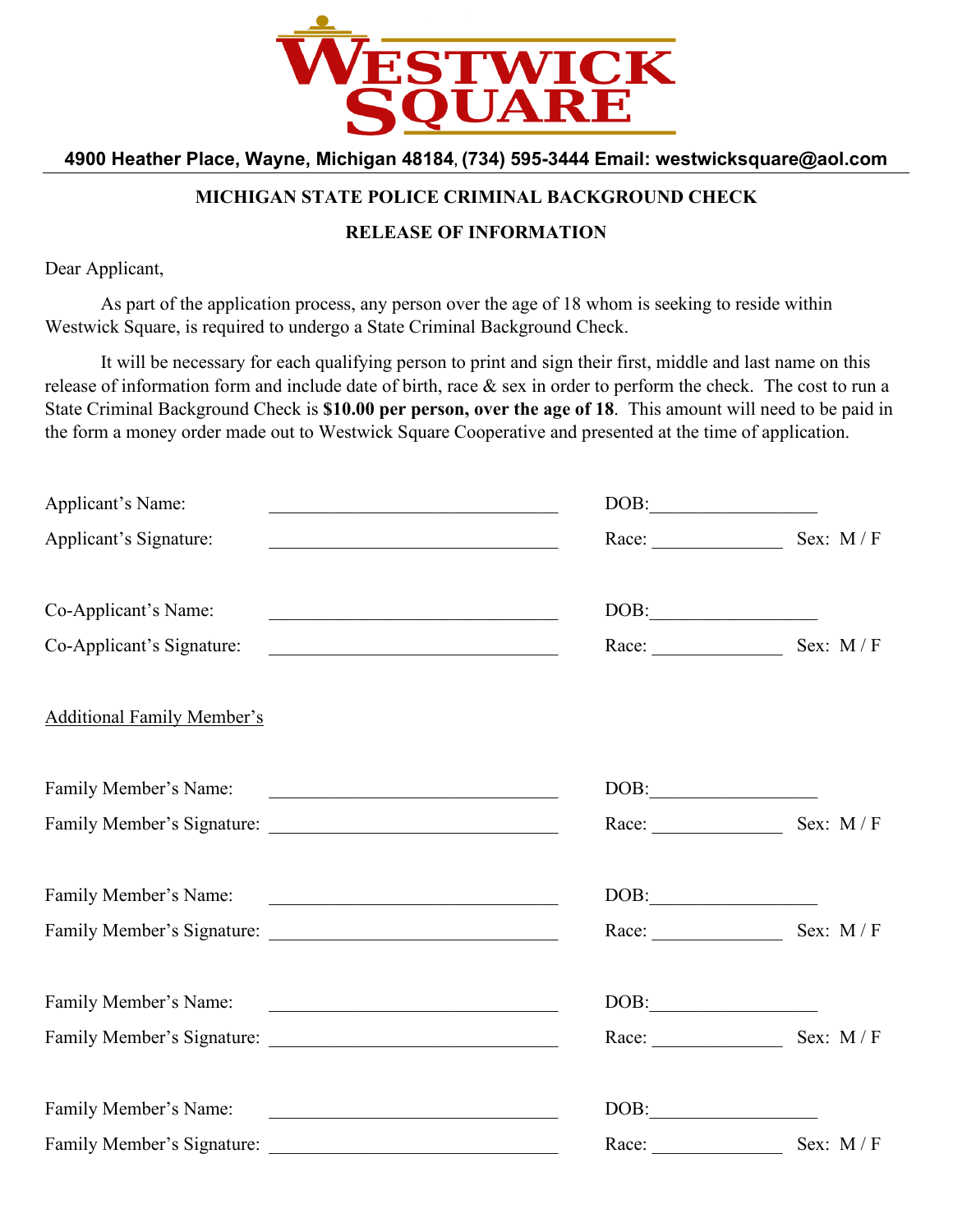# WESTWICK SQUARE

**4900 Heather Place, Wayne, Michigan 48184, (734) 595-3444 Email: westwicksquare@aol.com**

---

**MICHIGAN STATE POLICE CRIMINAL BACKGROUND CHECK**

**RELEASE OF INFORMATION**

Dear Applicant,

As part of the application process, any person over the age of 18 whom is seeking to reside within Westwick Square, is required to undergo a State Criminal Background Check.

It will be necessary for each qualifying person to print and sign their first, middle and last name on this release of information form and include date of birth, race & sex in order to perform the check. The cost to run a State Criminal Background Check is **$10.00 per person, over the age of 18**. This amount will need to be paid in the form a money order made out to Westwick Square Cooperative and presented at the time of application.

Applicant's Name: ______________________________ DOB: __________________

Applicant's Signature: ______________________________ Race: ______________ Sex: M / F

Co-Applicant's Name: ______________________________ DOB: __________________

Co-Applicant's Signature: ______________________________ Race: ______________ Sex: M / F

<u>Additional Family Member's</u>

Family Member's Name: ______________________________ DOB: __________________

Family Member's Signature: ______________________________ Race: ______________ Sex: M / F

Family Member's Name: ______________________________ DOB: __________________

Family Member's Signature: ______________________________ Race: ______________ Sex: M / F

Family Member's Name: ______________________________ DOB: __________________

Family Member's Signature: ______________________________ Race: ______________ Sex: M / F

Family Member's Name: ______________________________ DOB: __________________

Family Member's Signature: ______________________________ Race: ______________ Sex: M / F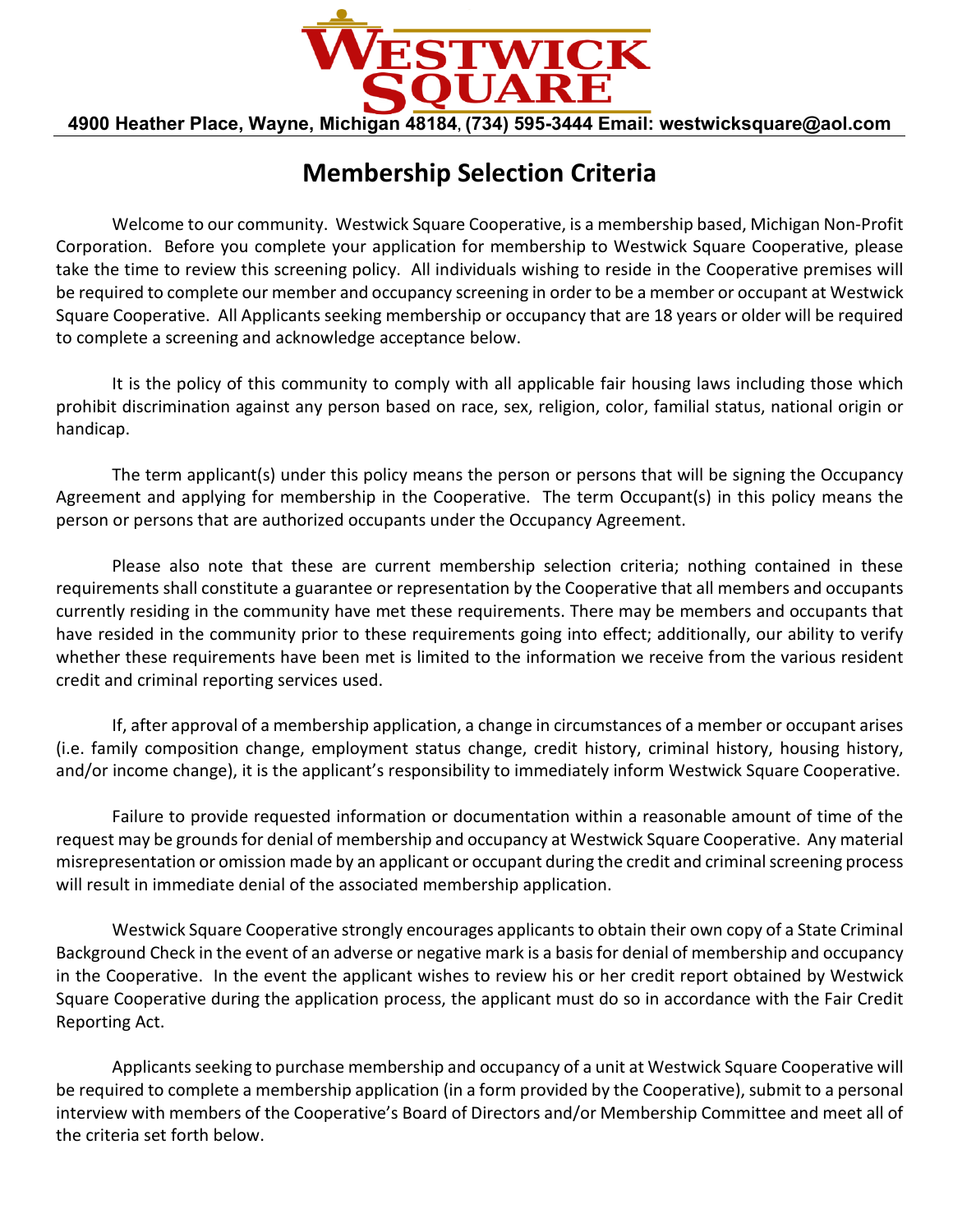**WESTWICK SQUARE**

**4900 Heather Place, Wayne, Michigan 48184, (734) 595-3444 Email: westwicksquare@aol.com**

# Membership Selection Criteria

Welcome to our community. Westwick Square Cooperative, is a membership based, Michigan Non-Profit Corporation. Before you complete your application for membership to Westwick Square Cooperative, please take the time to review this screening policy. All individuals wishing to reside in the Cooperative premises will be required to complete our member and occupancy screening in order to be a member or occupant at Westwick Square Cooperative. All Applicants seeking membership or occupancy that are 18 years or older will be required to complete a screening and acknowledge acceptance below.

It is the policy of this community to comply with all applicable fair housing laws including those which prohibit discrimination against any person based on race, sex, religion, color, familial status, national origin or handicap.

The term applicant(s) under this policy means the person or persons that will be signing the Occupancy Agreement and applying for membership in the Cooperative. The term Occupant(s) in this policy means the person or persons that are authorized occupants under the Occupancy Agreement.

Please also note that these are current membership selection criteria; nothing contained in these requirements shall constitute a guarantee or representation by the Cooperative that all members and occupants currently residing in the community have met these requirements. There may be members and occupants that have resided in the community prior to these requirements going into effect; additionally, our ability to verify whether these requirements have been met is limited to the information we receive from the various resident credit and criminal reporting services used.

If, after approval of a membership application, a change in circumstances of a member or occupant arises (i.e. family composition change, employment status change, credit history, criminal history, housing history, and/or income change), it is the applicant's responsibility to immediately inform Westwick Square Cooperative.

Failure to provide requested information or documentation within a reasonable amount of time of the request may be grounds for denial of membership and occupancy at Westwick Square Cooperative. Any material misrepresentation or omission made by an applicant or occupant during the credit and criminal screening process will result in immediate denial of the associated membership application.

Westwick Square Cooperative strongly encourages applicants to obtain their own copy of a State Criminal Background Check in the event of an adverse or negative mark is a basis for denial of membership and occupancy in the Cooperative. In the event the applicant wishes to review his or her credit report obtained by Westwick Square Cooperative during the application process, the applicant must do so in accordance with the Fair Credit Reporting Act.

Applicants seeking to purchase membership and occupancy of a unit at Westwick Square Cooperative will be required to complete a membership application (in a form provided by the Cooperative), submit to a personal interview with members of the Cooperative's Board of Directors and/or Membership Committee and meet all of the criteria set forth below.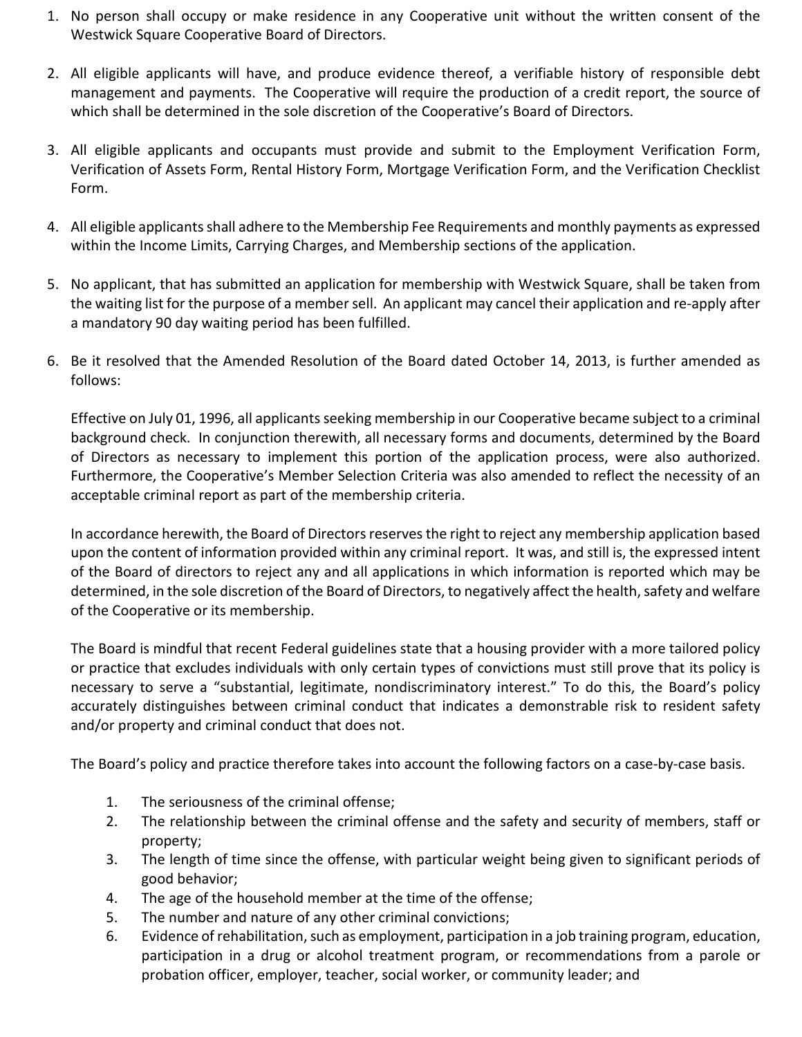1. No person shall occupy or make residence in any Cooperative unit without the written consent of the Westwick Square Cooperative Board of Directors.

2. All eligible applicants will have, and produce evidence thereof, a verifiable history of responsible debt management and payments. The Cooperative will require the production of a credit report, the source of which shall be determined in the sole discretion of the Cooperative's Board of Directors.

3. All eligible applicants and occupants must provide and submit to the Employment Verification Form, Verification of Assets Form, Rental History Form, Mortgage Verification Form, and the Verification Checklist Form.

4. All eligible applicants shall adhere to the Membership Fee Requirements and monthly payments as expressed within the Income Limits, Carrying Charges, and Membership sections of the application.

5. No applicant, that has submitted an application for membership with Westwick Square, shall be taken from the waiting list for the purpose of a member sell. An applicant may cancel their application and re-apply after a mandatory 90 day waiting period has been fulfilled.

6. Be it resolved that the Amended Resolution of the Board dated October 14, 2013, is further amended as follows:

   Effective on July 01, 1996, all applicants seeking membership in our Cooperative became subject to a criminal background check. In conjunction therewith, all necessary forms and documents, determined by the Board of Directors as necessary to implement this portion of the application process, were also authorized. Furthermore, the Cooperative's Member Selection Criteria was also amended to reflect the necessity of an acceptable criminal report as part of the membership criteria.

   In accordance herewith, the Board of Directors reserves the right to reject any membership application based upon the content of information provided within any criminal report. It was, and still is, the expressed intent of the Board of directors to reject any and all applications in which information is reported which may be determined, in the sole discretion of the Board of Directors, to negatively affect the health, safety and welfare of the Cooperative or its membership.

   The Board is mindful that recent Federal guidelines state that a housing provider with a more tailored policy or practice that excludes individuals with only certain types of convictions must still prove that its policy is necessary to serve a "substantial, legitimate, nondiscriminatory interest." To do this, the Board's policy accurately distinguishes between criminal conduct that indicates a demonstrable risk to resident safety and/or property and criminal conduct that does not.

   The Board's policy and practice therefore takes into account the following factors on a case-by-case basis.

   1. The seriousness of the criminal offense;
   2. The relationship between the criminal offense and the safety and security of members, staff or property;
   3. The length of time since the offense, with particular weight being given to significant periods of good behavior;
   4. The age of the household member at the time of the offense;
   5. The number and nature of any other criminal convictions;
   6. Evidence of rehabilitation, such as employment, participation in a job training program, education, participation in a drug or alcohol treatment program, or recommendations from a parole or probation officer, employer, teacher, social worker, or community leader; and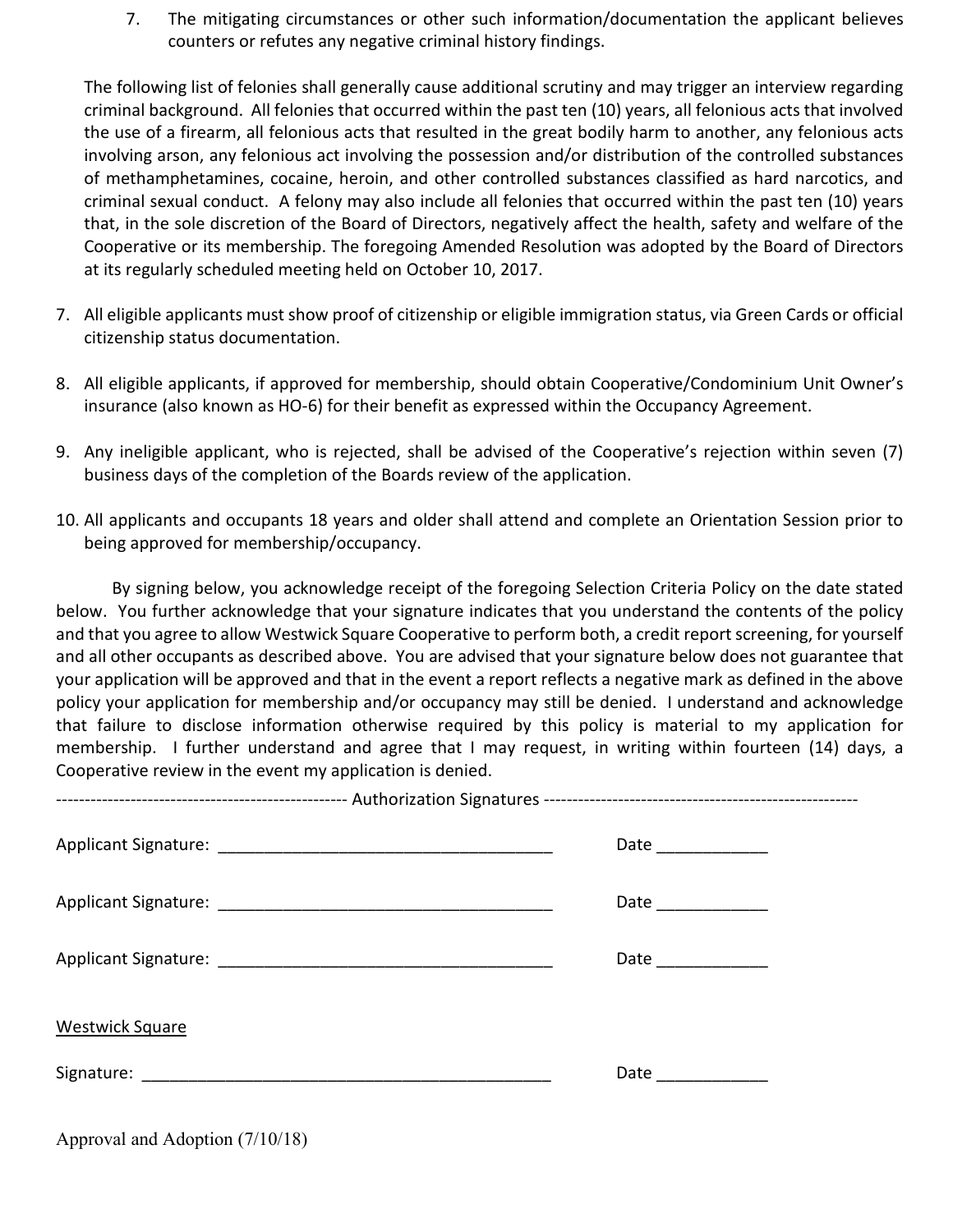7. The mitigating circumstances or other such information/documentation the applicant believes counters or refutes any negative criminal history findings.

The following list of felonies shall generally cause additional scrutiny and may trigger an interview regarding criminal background. All felonies that occurred within the past ten (10) years, all felonious acts that involved the use of a firearm, all felonious acts that resulted in the great bodily harm to another, any felonious acts involving arson, any felonious act involving the possession and/or distribution of the controlled substances of methamphetamines, cocaine, heroin, and other controlled substances classified as hard narcotics, and criminal sexual conduct. A felony may also include all felonies that occurred within the past ten (10) years that, in the sole discretion of the Board of Directors, negatively affect the health, safety and welfare of the Cooperative or its membership. The foregoing Amended Resolution was adopted by the Board of Directors at its regularly scheduled meeting held on October 10, 2017.

7. All eligible applicants must show proof of citizenship or eligible immigration status, via Green Cards or official citizenship status documentation.

8. All eligible applicants, if approved for membership, should obtain Cooperative/Condominium Unit Owner's insurance (also known as HO-6) for their benefit as expressed within the Occupancy Agreement.

9. Any ineligible applicant, who is rejected, shall be advised of the Cooperative's rejection within seven (7) business days of the completion of the Boards review of the application.

10. All applicants and occupants 18 years and older shall attend and complete an Orientation Session prior to being approved for membership/occupancy.

By signing below, you acknowledge receipt of the foregoing Selection Criteria Policy on the date stated below. You further acknowledge that your signature indicates that you understand the contents of the policy and that you agree to allow Westwick Square Cooperative to perform both, a credit report screening, for yourself and all other occupants as described above. You are advised that your signature below does not guarantee that your application will be approved and that in the event a report reflects a negative mark as defined in the above policy your application for membership and/or occupancy may still be denied. I understand and acknowledge that failure to disclose information otherwise required by this policy is material to my application for membership. I further understand and agree that I may request, in writing within fourteen (14) days, a Cooperative review in the event my application is denied.

---------------------------------------------------- Authorization Signatures ----------------------------------------------------

Applicant Signature: ____________________________________ Date ____________

Applicant Signature: ____________________________________ Date ____________

Applicant Signature: ____________________________________ Date ____________

Westwick Square

Signature: ____________________________________________ Date ____________

Approval and Adoption (7/10/18)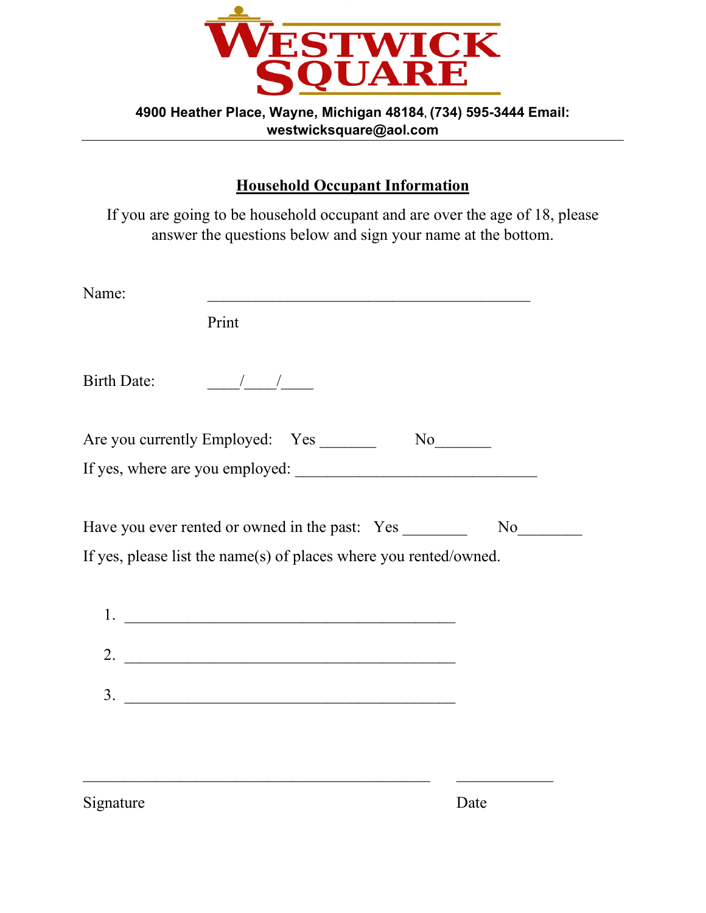# WESTWICK SQUARE

**4900 Heather Place, Wayne, Michigan 48184, (734) 595-3444 Email: westwicksquare@aol.com**

---

## Household Occupant Information

If you are going to be household occupant and are over the age of 18, please answer the questions below and sign your name at the bottom.

Name: ________________________________________

Print

Birth Date: ____/____/____

Are you currently Employed: Yes _______ No_______

If yes, where are you employed: ______________________________

Have you ever rented or owned in the past: Yes ________ No________

If yes, please list the name(s) of places where you rented/owned.

1. __________________________________________
2. __________________________________________
3. __________________________________________

____________________________________________ ____________

Signature Date